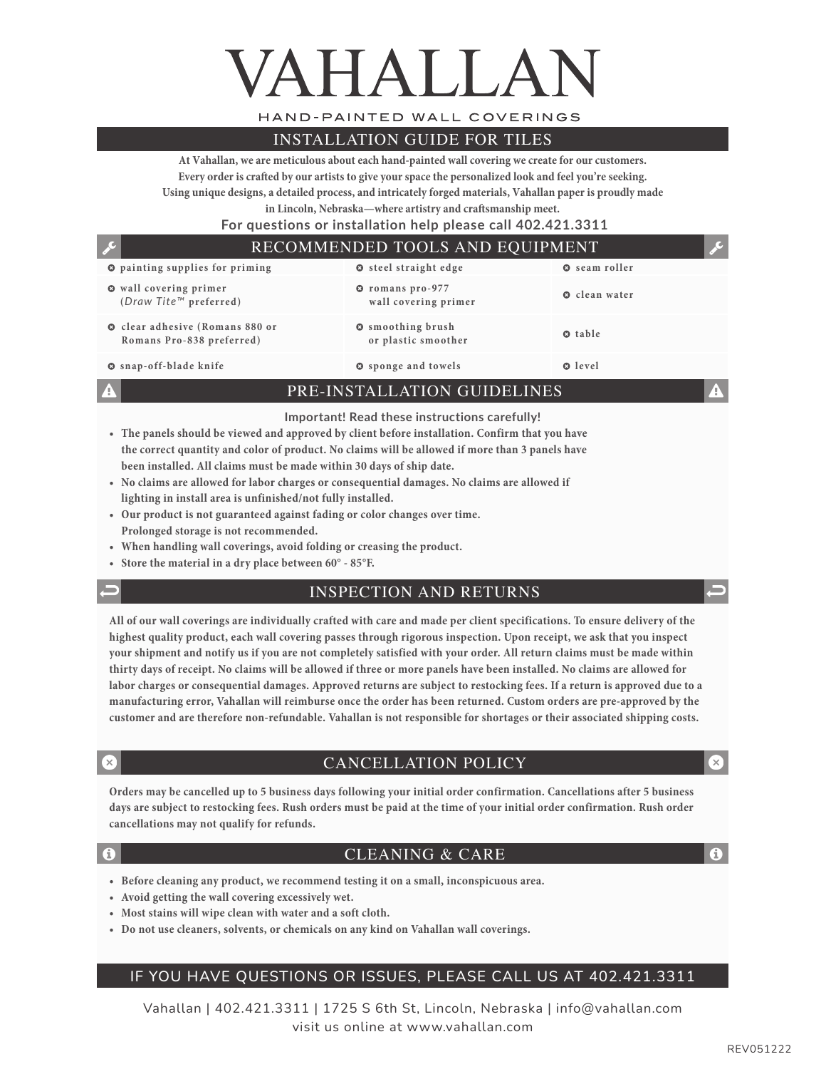# VAHALLAN

HAND-PAINTED WALL COVERINGS

## INSTALLATION GUIDE FOR TILES

**At Vahallan, we are meticulous about each hand-painted wall covering we create for our customers. Every order is crafted by our artists to give your space the personalized look and feel you're seeking. Using unique designs, a detailed process, and intricately forged materials, Vahallan paper is proudly made in Lincoln, Nebraska—where artistry and craftsmanship meet.**

**For questions or installation help please call 402.421.3311**

## RECOMMENDED TOOLS AND EQUIPMENT

| | | |
|---|---|---|
| painting supplies for priming | steel straight edge | seam roller |
| wall covering primer (*Draw Tite™* preferred) | romans pro-977 wall covering primer | clean water |
| clear adhesive (Romans 880 or Romans Pro-838 preferred) | smoothing brush or plastic smoother | table |
| snap-off-blade knife | sponge and towels | level |

## PRE-INSTALLATION GUIDELINES

**Important! Read these instructions carefully!**

- **The panels should be viewed and approved by client before installation. Confirm that you have the correct quantity and color of product. No claims will be allowed if more than 3 panels have been installed. All claims must be made within 30 days of ship date.**
- **No claims are allowed for labor charges or consequential damages. No claims are allowed if lighting in install area is unfinished/not fully installed.**
- **Our product is not guaranteed against fading or color changes over time. Prolonged storage is not recommended.**
- **When handling wall coverings, avoid folding or creasing the product.**
- **Store the material in a dry place between 60° - 85°F.**

## INSPECTION AND RETURNS

**All of our wall coverings are individually crafted with care and made per client specifications. To ensure delivery of the highest quality product, each wall covering passes through rigorous inspection. Upon receipt, we ask that you inspect your shipment and notify us if you are not completely satisfied with your order. All return claims must be made within thirty days of receipt. No claims will be allowed if three or more panels have been installed. No claims are allowed for labor charges or consequential damages. Approved returns are subject to restocking fees. If a return is approved due to a manufacturing error, Vahallan will reimburse once the order has been returned. Custom orders are pre-approved by the customer and are therefore non-refundable. Vahallan is not responsible for shortages or their associated shipping costs.**

## CANCELLATION POLICY

**Orders may be cancelled up to 5 business days following your initial order confirmation. Cancellations after 5 business days are subject to restocking fees. Rush orders must be paid at the time of your initial order confirmation. Rush order cancellations may not qualify for refunds.**

## CLEANING & CARE

- **Before cleaning any product, we recommend testing it on a small, inconspicuous area.**
- **Avoid getting the wall covering excessively wet.**
- **Most stains will wipe clean with water and a soft cloth.**
- **Do not use cleaners, solvents, or chemicals on any kind on Vahallan wall coverings.**

## IF YOU HAVE QUESTIONS OR ISSUES, PLEASE CALL US AT 402.421.3311

Vahallan | 402.421.3311 | 1725 S 6th St, Lincoln, Nebraska | info@vahallan.com
visit us online at www.vahallan.com

REV051222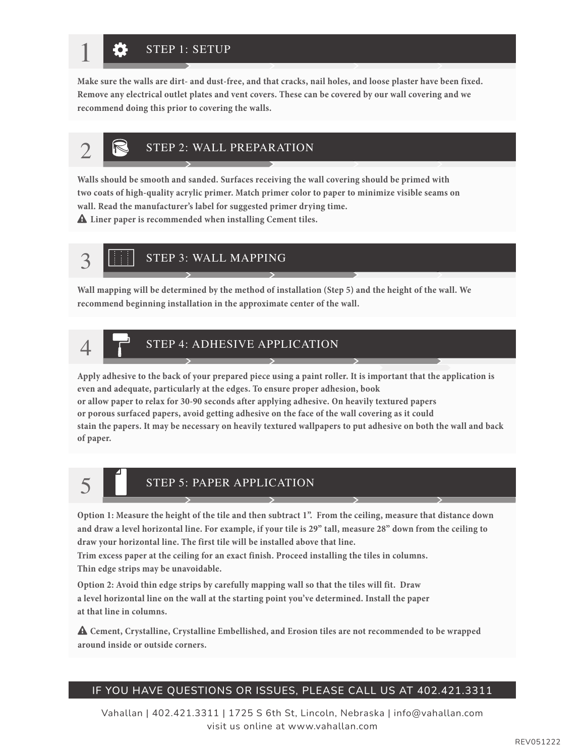## 1 STEP 1: SETUP

**Make sure the walls are dirt- and dust-free, and that cracks, nail holes, and loose plaster have been fixed. Remove any electrical outlet plates and vent covers. These can be covered by our wall covering and we recommend doing this prior to covering the walls.**

## 2 STEP 2: WALL PREPARATION

**Walls should be smooth and sanded. Surfaces receiving the wall covering should be primed with two coats of high-quality acrylic primer. Match primer color to paper to minimize visible seams on wall. Read the manufacturer's label for suggested primer drying time.**

**⚠ Liner paper is recommended when installing Cement tiles.**

## 3 STEP 3: WALL MAPPING

**Wall mapping will be determined by the method of installation (Step 5) and the height of the wall. We recommend beginning installation in the approximate center of the wall.**

## 4 STEP 4: ADHESIVE APPLICATION

**Apply adhesive to the back of your prepared piece using a paint roller. It is important that the application is even and adequate, particularly at the edges. To ensure proper adhesion, book or allow paper to relax for 30-90 seconds after applying adhesive. On heavily textured papers or porous surfaced papers, avoid getting adhesive on the face of the wall covering as it could stain the papers. It may be necessary on heavily textured wallpapers to put adhesive on both the wall and back of paper.**

## 5 STEP 5: PAPER APPLICATION

**Option 1: Measure the height of the tile and then subtract 1". From the ceiling, measure that distance down and draw a level horizontal line. For example, if your tile is 29" tall, measure 28" down from the ceiling to draw your horizontal line. The first tile will be installed above that line. Trim excess paper at the ceiling for an exact finish. Proceed installing the tiles in columns. Thin edge strips may be unavoidable.**

**Option 2: Avoid thin edge strips by carefully mapping wall so that the tiles will fit. Draw a level horizontal line on the wall at the starting point you've determined. Install the paper at that line in columns.**

**⚠ Cement, Crystalline, Crystalline Embellished, and Erosion tiles are not recommended to be wrapped around inside or outside corners.**

IF YOU HAVE QUESTIONS OR ISSUES, PLEASE CALL US AT 402.421.3311

Vahallan | 402.421.3311 | 1725 S 6th St, Lincoln, Nebraska | info@vahallan.com
visit us online at www.vahallan.com

REV051222